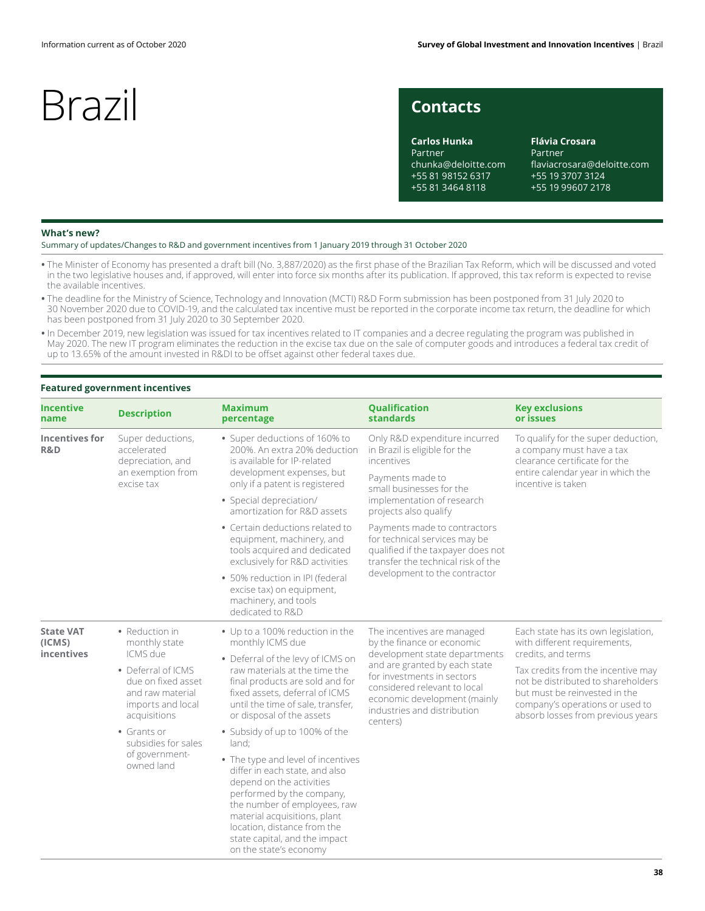# Brazil

## Contacts

**Carlos Hunka**
Partner
chunka@deloitte.com
+55 81 98152 6317
+55 81 3464 8118

**Flávia Crosara**
Partner
flaviacrosara@deloitte.com
+55 19 3707 3124
+55 19 99607 2178

**What's new?**

Summary of updates/Changes to R&D and government incentives from 1 January 2019 through 31 October 2020

- The Minister of Economy has presented a draft bill (No. 3,887/2020) as the first phase of the Brazilian Tax Reform, which will be discussed and voted in the two legislative houses and, if approved, will enter into force six months after its publication. If approved, this tax reform is expected to revise the available incentives.
- The deadline for the Ministry of Science, Technology and Innovation (MCTI) R&D Form submission has been postponed from 31 July 2020 to 30 November 2020 due to COVID-19, and the calculated tax incentive must be reported in the corporate income tax return, the deadline for which has been postponed from 31 July 2020 to 30 September 2020.
- In December 2019, new legislation was issued for tax incentives related to IT companies and a decree regulating the program was published in May 2020. The new IT program eliminates the reduction in the excise tax due on the sale of computer goods and introduces a federal tax credit of up to 13.65% of the amount invested in R&DI to be offset against other federal taxes due.

**Featured government incentives**

| Incentive name | Description | Maximum percentage | Qualification standards | Key exclusions or issues |
|---|---|---|---|---|
| **Incentives for R&D** | Super deductions, accelerated depreciation, and an exemption from excise tax | • Super deductions of 160% to 200%. An extra 20% deduction is available for IP-related development expenses, but only if a patent is registered<br>• Special depreciation/ amortization for R&D assets<br>• Certain deductions related to equipment, machinery, and tools acquired and dedicated exclusively for R&D activities<br>• 50% reduction in IPI (federal excise tax) on equipment, machinery, and tools dedicated to R&D | Only R&D expenditure incurred in Brazil is eligible for the incentives<br>Payments made to small businesses for the implementation of research projects also qualify<br>Payments made to contractors for technical services may be qualified if the taxpayer does not transfer the technical risk of the development to the contractor | To qualify for the super deduction, a company must have a tax clearance certificate for the entire calendar year in which the incentive is taken |
| **State VAT (ICMS) incentives** | • Reduction in monthly state ICMS due<br>• Deferral of ICMS due on fixed asset and raw material imports and local acquisitions<br>• Grants or subsidies for sales of government-owned land | • Up to a 100% reduction in the monthly ICMS due<br>• Deferral of the levy of ICMS on raw materials at the time the final products are sold and for fixed assets, deferral of ICMS until the time of sale, transfer, or disposal of the assets<br>• Subsidy of up to 100% of the land;<br>• The type and level of incentives differ in each state, and also depend on the activities performed by the company, the number of employees, raw material acquisitions, plant location, distance from the state capital, and the impact on the state's economy | The incentives are managed by the finance or economic development state departments and are granted by each state for investments in sectors considered relevant to local economic development (mainly industries and distribution centers) | Each state has its own legislation, with different requirements, credits, and terms<br>Tax credits from the incentive may not be distributed to shareholders but must be reinvested in the company's operations or used to absorb losses from previous years |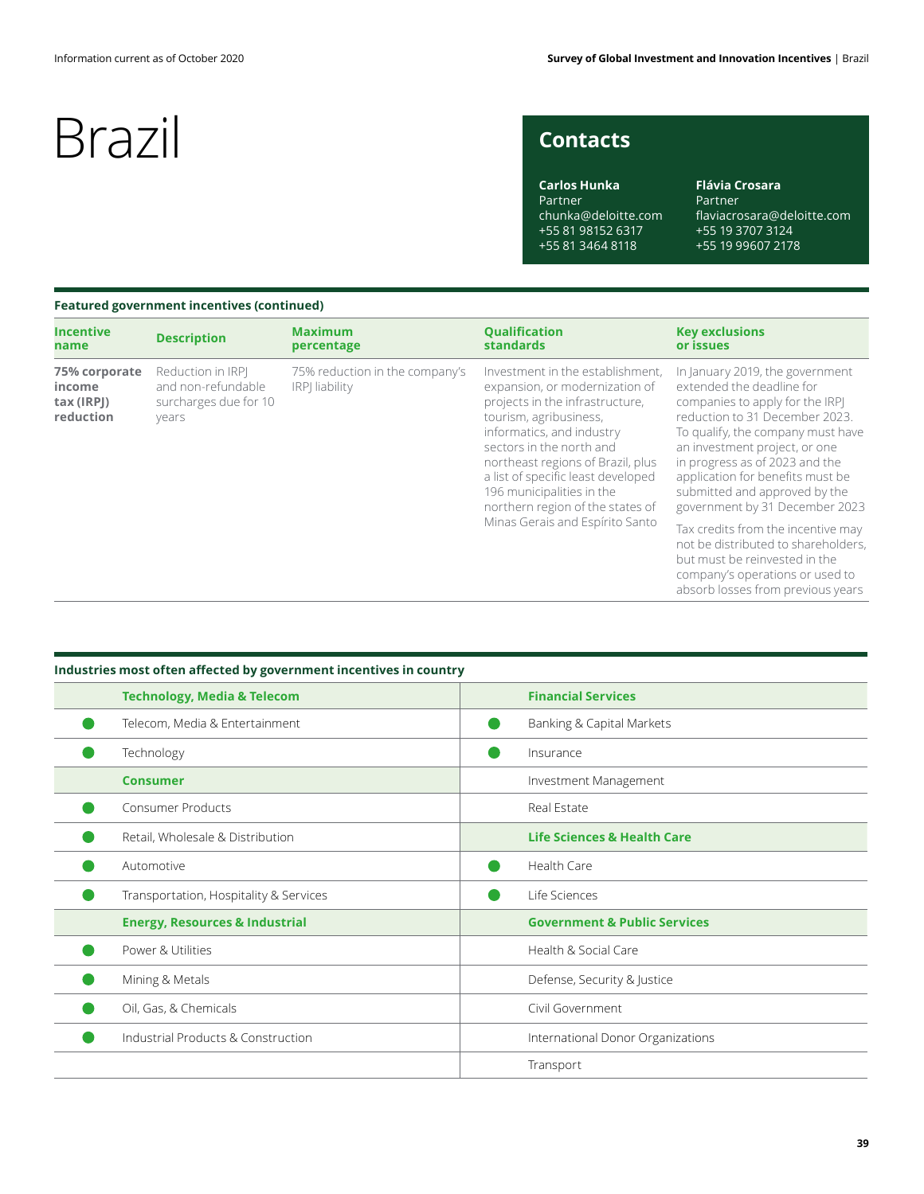# Brazil

## Contacts

**Carlos Hunka**
Partner
chunka@deloitte.com
+55 81 98152 6317
+55 81 3464 8118

**Flávia Crosara**
Partner
flaviacrosara@deloitte.com
+55 19 3707 3124
+55 19 99607 2178

### Featured government incentives (continued)

| Incentive name | Description | Maximum percentage | Qualification standards | Key exclusions or issues |
|---|---|---|---|---|
| **75% corporate income tax (IRPJ) reduction** | Reduction in IRPJ and non-refundable surcharges due for 10 years | 75% reduction in the company's IRPJ liability | Investment in the establishment, expansion, or modernization of projects in the infrastructure, tourism, agribusiness, informatics, and industry sectors in the north and northeast regions of Brazil, plus a list of specific least developed 196 municipalities in the northern region of the states of Minas Gerais and Espírito Santo | In January 2019, the government extended the deadline for companies to apply for the IRPJ reduction to 31 December 2023. To qualify, the company must have an investment project, or one in progress as of 2023 and the application for benefits must be submitted and approved by the government by 31 December 2023<br><br>Tax credits from the incentive may not be distributed to shareholders, but must be reinvested in the company's operations or used to absorb losses from previous years |

### Industries most often affected by government incentives in country

| | Technology, Media & Telecom | | Financial Services |
|---|---|---|---|
| ● | Telecom, Media & Entertainment | ● | Banking & Capital Markets |
| ● | Technology | ● | Insurance |
| | **Consumer** | | Investment Management |
| ● | Consumer Products | | Real Estate |
| ● | Retail, Wholesale & Distribution | | **Life Sciences & Health Care** |
| ● | Automotive | ● | Health Care |
| ● | Transportation, Hospitality & Services | ● | Life Sciences |
| | **Energy, Resources & Industrial** | | **Government & Public Services** |
| ● | Power & Utilities | | Health & Social Care |
| ● | Mining & Metals | | Defense, Security & Justice |
| ● | Oil, Gas, & Chemicals | | Civil Government |
| ● | Industrial Products & Construction | | International Donor Organizations |
| | | | Transport |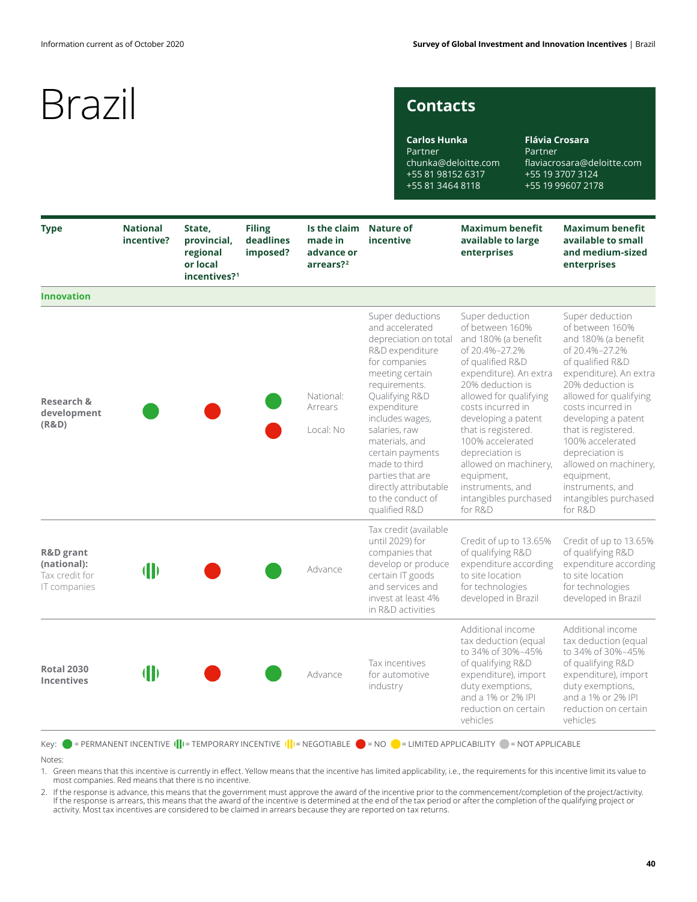Information current as of October 2020

# Brazil

## Contacts

**Carlos Hunka**
Partner
chunka@deloitte.com
+55 81 98152 6317
+55 81 3464 8118

**Flávia Crosara**
Partner
flaviacrosara@deloitte.com
+55 19 3707 3124
+55 19 99607 2178

| Type | National incentive? | State, provincial, regional or local incentives?[1] | Filing deadlines imposed? | Is the claim made in advance or arrears?[2] | Nature of incentive | Maximum benefit available to large enterprises | Maximum benefit available to small and medium-sized enterprises |
|---|---|---|---|---|---|---|---|
| **Innovation** | | | | | | | |
| **Research & development (R&D)** | PERMANENT INCENTIVE | NO | National: PERMANENT INCENTIVE<br>Local: NO | National: Arrears<br>Local: No | Super deductions and accelerated depreciation on total R&D expenditure for companies meeting certain requirements. Qualifying R&D expenditure includes wages, salaries, raw materials, and certain payments made to third parties that are directly attributable to the conduct of qualified R&D | Super deduction of between 160% and 180% (a benefit of 20.4%–27.2% of qualified R&D expenditure). An extra 20% deduction is allowed for qualifying costs incurred in developing a patent that is registered. 100% accelerated depreciation is allowed on machinery, equipment, instruments, and intangibles purchased for R&D | Super deduction of between 160% and 180% (a benefit of 20.4%–27.2% of qualified R&D expenditure). An extra 20% deduction is allowed for qualifying costs incurred in developing a patent that is registered. 100% accelerated depreciation is allowed on machinery, equipment, instruments, and intangibles purchased for R&D |
| **R&D grant (national):** Tax credit for IT companies | TEMPORARY INCENTIVE | NO | PERMANENT INCENTIVE | Advance | Tax credit (available until 2029) for companies that develop or produce certain IT goods and services and invest at least 4% in R&D activities | Credit of up to 13.65% of qualifying R&D expenditure according to site location for technologies developed in Brazil | Credit of up to 13.65% of qualifying R&D expenditure according to site location for technologies developed in Brazil |
| **Rotal 2030 Incentives** | TEMPORARY INCENTIVE | NO | PERMANENT INCENTIVE | Advance | Tax incentives for automotive industry | Additional income tax deduction (equal to 34% of 30%–45% of qualifying R&D expenditure), import duty exemptions, and a 1% or 2% IPI reduction on certain vehicles | Additional income tax deduction (equal to 34% of 30%–45% of qualifying R&D expenditure), import duty exemptions, and a 1% or 2% IPI reduction on certain vehicles |

Key: = PERMANENT INCENTIVE = TEMPORARY INCENTIVE = NEGOTIABLE = NO = LIMITED APPLICABILITY = NOT APPLICABLE

Notes:

1. Green means that this incentive is currently in effect. Yellow means that the incentive has limited applicability, i.e., the requirements for this incentive limit its value to most companies. Red means that there is no incentive.
2. If the response is advance, this means that the government must approve the award of the incentive prior to the commencement/completion of the project/activity. If the response is arrears, this means that the award of the incentive is determined at the end of the tax period or after the completion of the qualifying project or activity. Most tax incentives are considered to be claimed in arrears because they are reported on tax returns.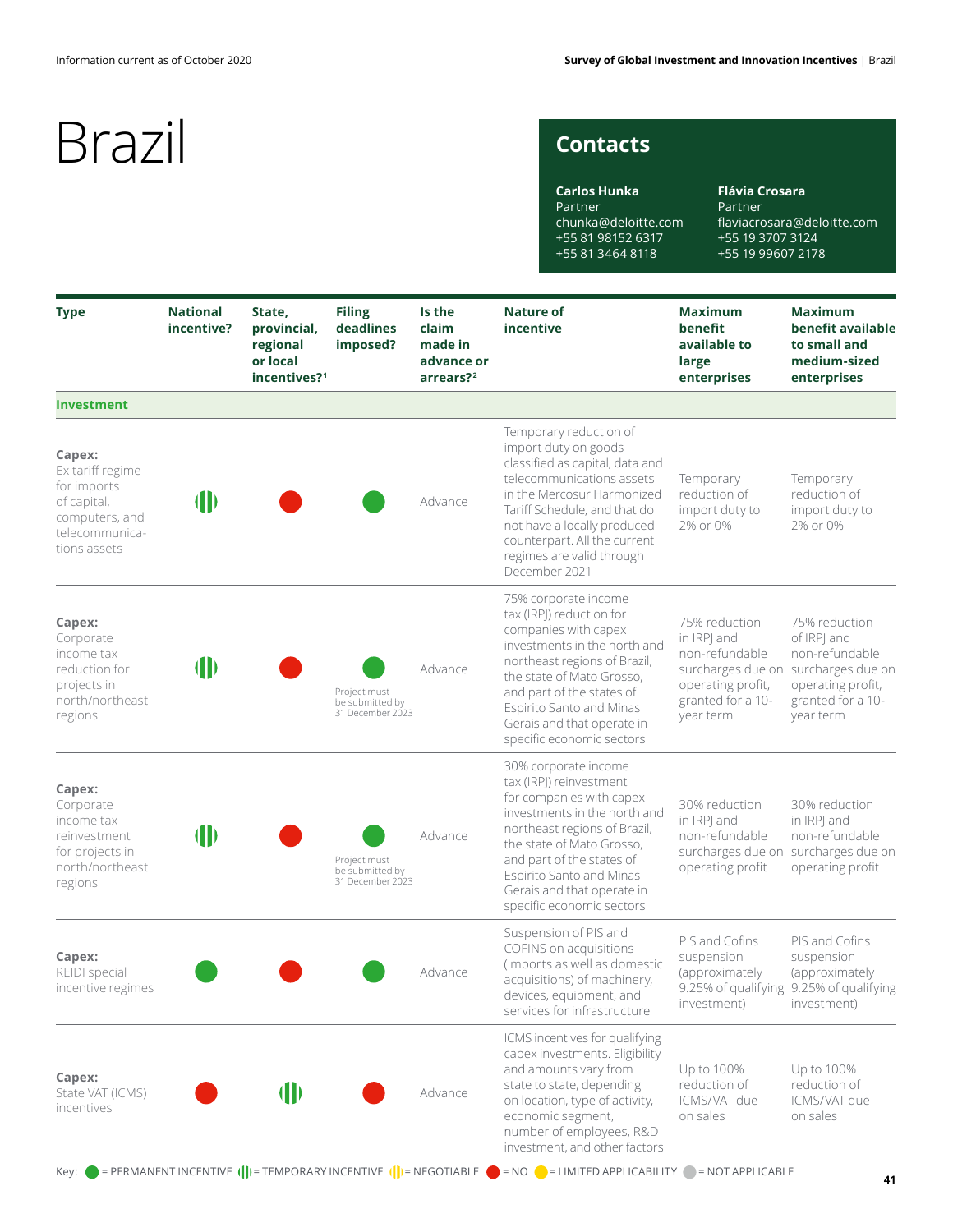Information current as of October 2020

# Brazil

## Contacts

**Carlos Hunka**
Partner
chunka@deloitte.com
+55 81 98152 6317
+55 81 3464 8118

**Flávia Crosara**
Partner
flaviacrosara@deloitte.com
+55 19 3707 3124
+55 19 99607 2178

| Type | National incentive? | State, provincial, regional or local incentives?[1] | Filing deadlines imposed? | Is the claim made in advance or arrears?[2] | Nature of incentive | Maximum benefit available to large enterprises | Maximum benefit available to small and medium-sized enterprises |
|---|---|---|---|---|---|---|---|
| **Investment** | | | | | | | |
| **Capex:** Ex tariff regime for imports of capital, computers, and telecommunications assets | Temporary incentive | No | Permanent incentive | Advance | Temporary reduction of import duty on goods classified as capital, data and telecommunications assets in the Mercosur Harmonized Tariff Schedule, and that do not have a locally produced counterpart. All the current regimes are valid through December 2021 | Temporary reduction of import duty to 2% or 0% | Temporary reduction of import duty to 2% or 0% |
| **Capex:** Corporate income tax reduction for projects in north/northeast regions | Temporary incentive | No | Permanent incentive; Project must be submitted by 31 December 2023 | Advance | 75% corporate income tax (IRPJ) reduction for companies with capex investments in the north and northeast regions of Brazil, the state of Mato Grosso, and part of the states of Espirito Santo and Minas Gerais and that operate in specific economic sectors | 75% reduction in IRPJ and non-refundable surcharges due on operating profit, granted for a 10-year term | 75% reduction of IRPJ and non-refundable surcharges due on operating profit, granted for a 10-year term |
| **Capex:** Corporate income tax reinvestment for projects in north/northeast regions | Temporary incentive | No | Permanent incentive; Project must be submitted by 31 December 2023 | Advance | 30% corporate income tax (IRPJ) reinvestment for companies with capex investments in the north and northeast regions of Brazil, the state of Mato Grosso, and part of the states of Espirito Santo and Minas Gerais and that operate in specific economic sectors | 30% reduction in IRPJ and non-refundable surcharges due on operating profit | 30% reduction in IRPJ and non-refundable surcharges due on operating profit |
| **Capex:** REIDI special incentive regimes | Permanent incentive | No | Permanent incentive | Advance | Suspension of PIS and COFINS on acquisitions (imports as well as domestic acquisitions) of machinery, devices, equipment, and services for infrastructure | PIS and Cofins suspension (approximately 9.25% of qualifying investment) | PIS and Cofins suspension (approximately 9.25% of qualifying investment) |
| **Capex:** State VAT (ICMS) incentives | No | Temporary incentive | No | Advance | ICMS incentives for qualifying capex investments. Eligibility and amounts vary from state to state, depending on location, type of activity, economic segment, number of employees, R&D investment, and other factors | Up to 100% reduction of ICMS/VAT due on sales | Up to 100% reduction of ICMS/VAT due on sales |

Key: = PERMANENT INCENTIVE = TEMPORARY INCENTIVE = NEGOTIABLE = NO = LIMITED APPLICABILITY = NOT APPLICABLE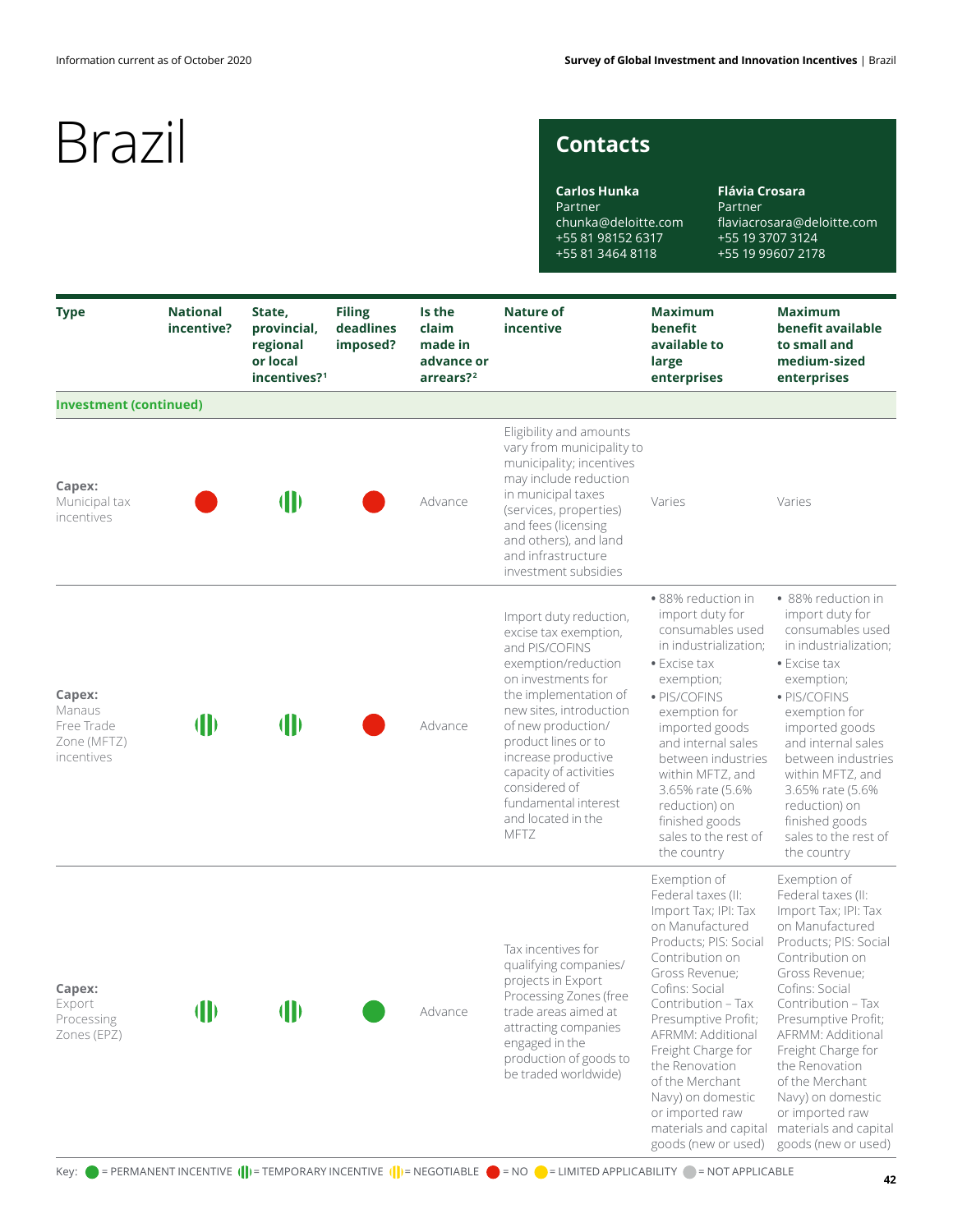Information current as of October 2020

# Brazil

## Contacts

**Carlos Hunka**
Partner
chunka@deloitte.com
+55 81 98152 6317
+55 81 3464 8118

**Flávia Crosara**
Partner
flaviacrosara@deloitte.com
+55 19 3707 3124
+55 19 99607 2178

| Type | National incentive? | State, provincial, regional or local incentives?[1] | Filing deadlines imposed? | Is the claim made in advance or arrears?[2] | Nature of incentive | Maximum benefit available to large enterprises | Maximum benefit available to small and medium-sized enterprises |
|---|---|---|---|---|---|---|---|
| **Investment (continued)** | | | | | | | |
| **Capex:** Municipal tax incentives | No | Temporary incentive | No | Advance | Eligibility and amounts vary from municipality to municipality; incentives may include reduction in municipal taxes (services, properties) and fees (licensing and others), and land and infrastructure investment subsidies | Varies | Varies |
| **Capex:** Manaus Free Trade Zone (MFTZ) incentives | Temporary incentive | Temporary incentive | No | Advance | Import duty reduction, excise tax exemption, and PIS/COFINS exemption/reduction on investments for the implementation of new sites, introduction of new production/ product lines or to increase productive capacity of activities considered of fundamental interest and located in the MFTZ | • 88% reduction in import duty for consumables used in industrialization; • Excise tax exemption; • PIS/COFINS exemption for imported goods and internal sales between industries within MFTZ, and 3.65% rate (5.6% reduction) on finished goods sales to the rest of the country | • 88% reduction in import duty for consumables used in industrialization; • Excise tax exemption; • PIS/COFINS exemption for imported goods and internal sales between industries within MFTZ, and 3.65% rate (5.6% reduction) on finished goods sales to the rest of the country |
| **Capex:** Export Processing Zones (EPZ) | Temporary incentive | Temporary incentive | Permanent incentive | Advance | Tax incentives for qualifying companies/ projects in Export Processing Zones (free trade areas aimed at attracting companies engaged in the production of goods to be traded worldwide) | Exemption of Federal taxes (II: Import Tax; IPI: Tax on Manufactured Products; PIS: Social Contribution on Gross Revenue; Cofins: Social Contribution – Tax Presumptive Profit; AFRMM: Additional Freight Charge for the Renovation of the Merchant Navy) on domestic or imported raw materials and capital goods (new or used) | Exemption of Federal taxes (II: Import Tax; IPI: Tax on Manufactured Products; PIS: Social Contribution on Gross Revenue; Cofins: Social Contribution – Tax Presumptive Profit; AFRMM: Additional Freight Charge for the Renovation of the Merchant Navy) on domestic or imported raw materials and capital goods (new or used) |

Key: = PERMANENT INCENTIVE = TEMPORARY INCENTIVE = NEGOTIABLE = NO = LIMITED APPLICABILITY = NOT APPLICABLE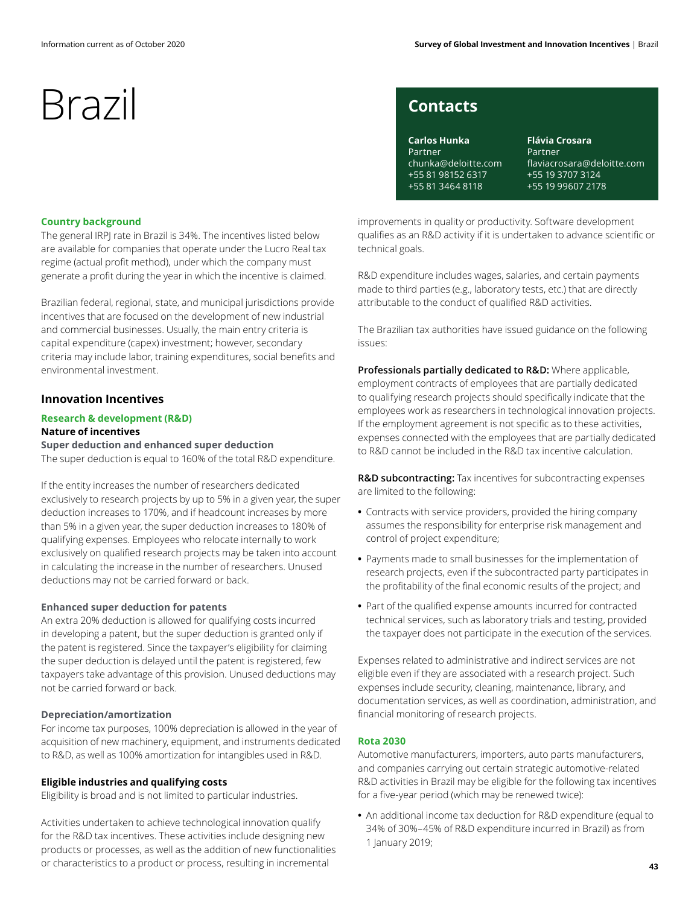# Brazil

## Contacts

**Carlos Hunka**
Partner
chunka@deloitte.com
+55 81 98152 6317
+55 81 3464 8118

**Flávia Crosara**
Partner
flaviacrosara@deloitte.com
+55 19 3707 3124
+55 19 99607 2178

### Country background

The general IRPJ rate in Brazil is 34%. The incentives listed below are available for companies that operate under the Lucro Real tax regime (actual profit method), under which the company must generate a profit during the year in which the incentive is claimed.

Brazilian federal, regional, state, and municipal jurisdictions provide incentives that are focused on the development of new industrial and commercial businesses. Usually, the main entry criteria is capital expenditure (capex) investment; however, secondary criteria may include labor, training expenditures, social benefits and environmental investment.

## Innovation Incentives

### Research & development (R&D)

**Nature of incentives**

**Super deduction and enhanced super deduction**

The super deduction is equal to 160% of the total R&D expenditure.

If the entity increases the number of researchers dedicated exclusively to research projects by up to 5% in a given year, the super deduction increases to 170%, and if headcount increases by more than 5% in a given year, the super deduction increases to 180% of qualifying expenses. Employees who relocate internally to work exclusively on qualified research projects may be taken into account in calculating the increase in the number of researchers. Unused deductions may not be carried forward or back.

**Enhanced super deduction for patents**

An extra 20% deduction is allowed for qualifying costs incurred in developing a patent, but the super deduction is granted only if the patent is registered. Since the taxpayer's eligibility for claiming the super deduction is delayed until the patent is registered, few taxpayers take advantage of this provision. Unused deductions may not be carried forward or back.

**Depreciation/amortization**

For income tax purposes, 100% depreciation is allowed in the year of acquisition of new machinery, equipment, and instruments dedicated to R&D, as well as 100% amortization for intangibles used in R&D.

**Eligible industries and qualifying costs**

Eligibility is broad and is not limited to particular industries.

Activities undertaken to achieve technological innovation qualify for the R&D tax incentives. These activities include designing new products or processes, as well as the addition of new functionalities or characteristics to a product or process, resulting in incremental improvements in quality or productivity. Software development qualifies as an R&D activity if it is undertaken to advance scientific or technical goals.

R&D expenditure includes wages, salaries, and certain payments made to third parties (e.g., laboratory tests, etc.) that are directly attributable to the conduct of qualified R&D activities.

The Brazilian tax authorities have issued guidance on the following issues:

**Professionals partially dedicated to R&D:** Where applicable, employment contracts of employees that are partially dedicated to qualifying research projects should specifically indicate that the employees work as researchers in technological innovation projects. If the employment agreement is not specific as to these activities, expenses connected with the employees that are partially dedicated to R&D cannot be included in the R&D tax incentive calculation.

**R&D subcontracting:** Tax incentives for subcontracting expenses are limited to the following:

- Contracts with service providers, provided the hiring company assumes the responsibility for enterprise risk management and control of project expenditure;
- Payments made to small businesses for the implementation of research projects, even if the subcontracted party participates in the profitability of the final economic results of the project; and
- Part of the qualified expense amounts incurred for contracted technical services, such as laboratory trials and testing, provided the taxpayer does not participate in the execution of the services.

Expenses related to administrative and indirect services are not eligible even if they are associated with a research project. Such expenses include security, cleaning, maintenance, library, and documentation services, as well as coordination, administration, and financial monitoring of research projects.

### Rota 2030

Automotive manufacturers, importers, auto parts manufacturers, and companies carrying out certain strategic automotive-related R&D activities in Brazil may be eligible for the following tax incentives for a five-year period (which may be renewed twice):

- An additional income tax deduction for R&D expenditure (equal to 34% of 30%–45% of R&D expenditure incurred in Brazil) as from 1 January 2019;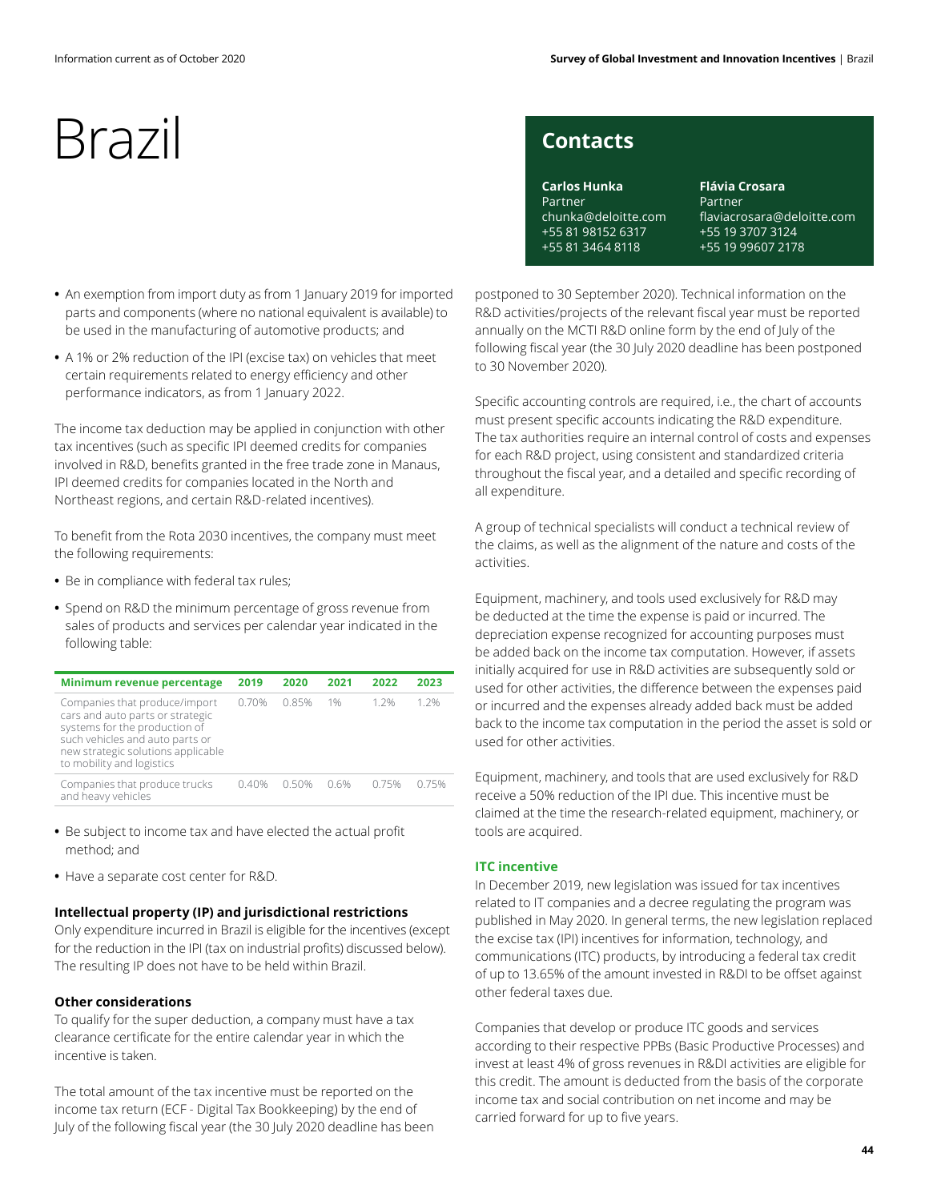# Brazil

## Contacts

**Carlos Hunka**
Partner
chunka@deloitte.com
+55 81 98152 6317
+55 81 3464 8118

**Flávia Crosara**
Partner
flaviacrosara@deloitte.com
+55 19 3707 3124
+55 19 99607 2178

- An exemption from import duty as from 1 January 2019 for imported parts and components (where no national equivalent is available) to be used in the manufacturing of automotive products; and
- A 1% or 2% reduction of the IPI (excise tax) on vehicles that meet certain requirements related to energy efficiency and other performance indicators, as from 1 January 2022.

The income tax deduction may be applied in conjunction with other tax incentives (such as specific IPI deemed credits for companies involved in R&D, benefits granted in the free trade zone in Manaus, IPI deemed credits for companies located in the North and Northeast regions, and certain R&D-related incentives).

To benefit from the Rota 2030 incentives, the company must meet the following requirements:

- Be in compliance with federal tax rules;
- Spend on R&D the minimum percentage of gross revenue from sales of products and services per calendar year indicated in the following table:

| Minimum revenue percentage | 2019 | 2020 | 2021 | 2022 | 2023 |
|---|---|---|---|---|---|
| Companies that produce/import cars and auto parts or strategic systems for the production of such vehicles and auto parts or new strategic solutions applicable to mobility and logistics | 0.70% | 0.85% | 1% | 1.2% | 1.2% |
| Companies that produce trucks and heavy vehicles | 0.40% | 0.50% | 0.6% | 0.75% | 0.75% |

- Be subject to income tax and have elected the actual profit method; and
- Have a separate cost center for R&D.

### Intellectual property (IP) and jurisdictional restrictions

Only expenditure incurred in Brazil is eligible for the incentives (except for the reduction in the IPI (tax on industrial profits) discussed below). The resulting IP does not have to be held within Brazil.

### Other considerations

To qualify for the super deduction, a company must have a tax clearance certificate for the entire calendar year in which the incentive is taken.

The total amount of the tax incentive must be reported on the income tax return (ECF - Digital Tax Bookkeeping) by the end of July of the following fiscal year (the 30 July 2020 deadline has been postponed to 30 September 2020). Technical information on the R&D activities/projects of the relevant fiscal year must be reported annually on the MCTI R&D online form by the end of July of the following fiscal year (the 30 July 2020 deadline has been postponed to 30 November 2020).

Specific accounting controls are required, i.e., the chart of accounts must present specific accounts indicating the R&D expenditure. The tax authorities require an internal control of costs and expenses for each R&D project, using consistent and standardized criteria throughout the fiscal year, and a detailed and specific recording of all expenditure.

A group of technical specialists will conduct a technical review of the claims, as well as the alignment of the nature and costs of the activities.

Equipment, machinery, and tools used exclusively for R&D may be deducted at the time the expense is paid or incurred. The depreciation expense recognized for accounting purposes must be added back on the income tax computation. However, if assets initially acquired for use in R&D activities are subsequently sold or used for other activities, the difference between the expenses paid or incurred and the expenses already added back must be added back to the income tax computation in the period the asset is sold or used for other activities.

Equipment, machinery, and tools that are used exclusively for R&D receive a 50% reduction of the IPI due. This incentive must be claimed at the time the research-related equipment, machinery, or tools are acquired.

### ITC incentive

In December 2019, new legislation was issued for tax incentives related to IT companies and a decree regulating the program was published in May 2020. In general terms, the new legislation replaced the excise tax (IPI) incentives for information, technology, and communications (ITC) products, by introducing a federal tax credit of up to 13.65% of the amount invested in R&DI to be offset against other federal taxes due.

Companies that develop or produce ITC goods and services according to their respective PPBs (Basic Productive Processes) and invest at least 4% of gross revenues in R&DI activities are eligible for this credit. The amount is deducted from the basis of the corporate income tax and social contribution on net income and may be carried forward for up to five years.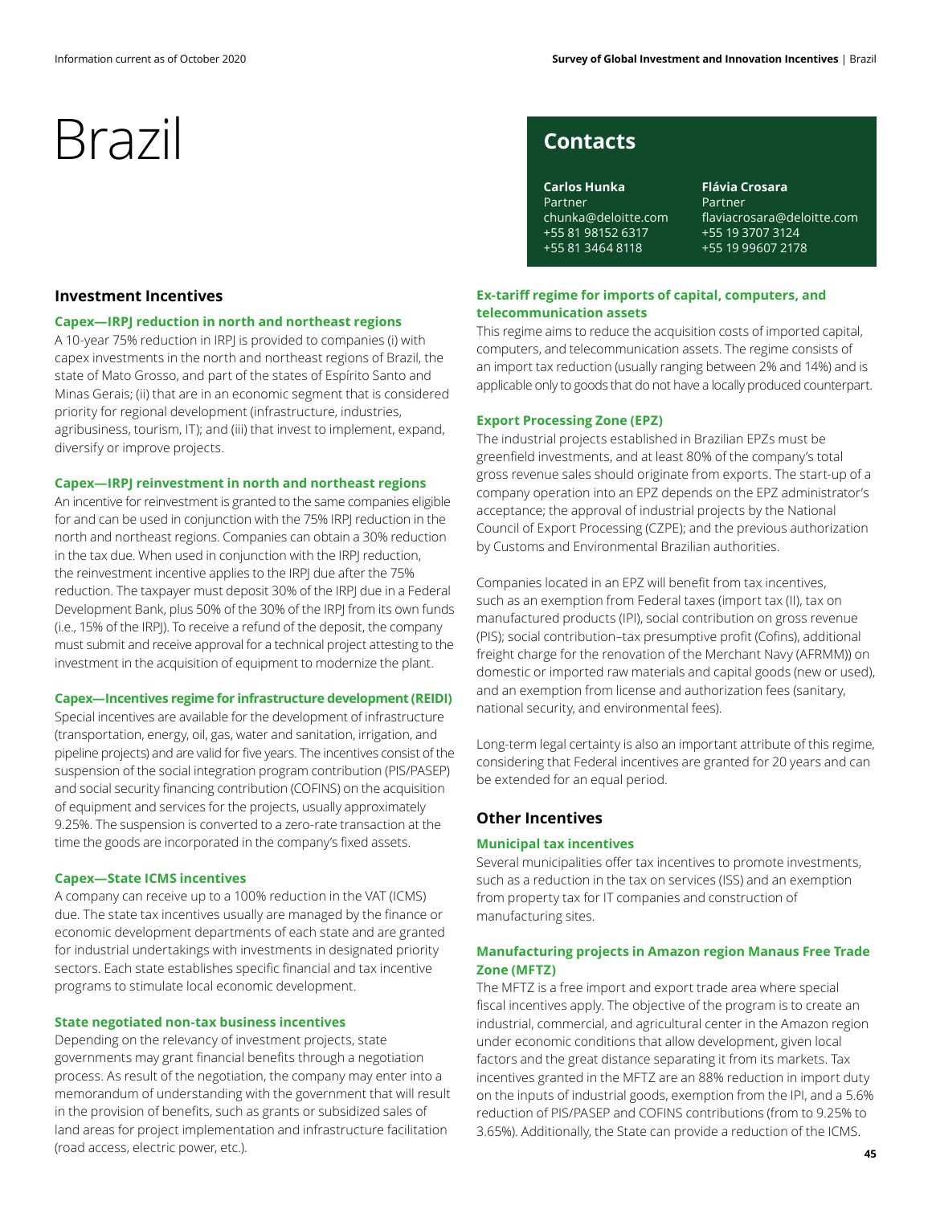# Brazil

## Contacts

**Carlos Hunka**
Partner
chunka@deloitte.com
+55 81 98152 6317
+55 81 3464 8118

**Flávia Crosara**
Partner
flaviacrosara@deloitte.com
+55 19 3707 3124
+55 19 99607 2178

## Investment Incentives

### Capex—IRPJ reduction in north and northeast regions

A 10-year 75% reduction in IRPJ is provided to companies (i) with capex investments in the north and northeast regions of Brazil, the state of Mato Grosso, and part of the states of Espírito Santo and Minas Gerais; (ii) that are in an economic segment that is considered priority for regional development (infrastructure, industries, agribusiness, tourism, IT); and (iii) that invest to implement, expand, diversify or improve projects.

### Capex—IRPJ reinvestment in north and northeast regions

An incentive for reinvestment is granted to the same companies eligible for and can be used in conjunction with the 75% IRPJ reduction in the north and northeast regions. Companies can obtain a 30% reduction in the tax due. When used in conjunction with the IRPJ reduction, the reinvestment incentive applies to the IRPJ due after the 75% reduction. The taxpayer must deposit 30% of the IRPJ due in a Federal Development Bank, plus 50% of the 30% of the IRPJ from its own funds (i.e., 15% of the IRPJ). To receive a refund of the deposit, the company must submit and receive approval for a technical project attesting to the investment in the acquisition of equipment to modernize the plant.

### Capex—Incentives regime for infrastructure development (REIDI)

Special incentives are available for the development of infrastructure (transportation, energy, oil, gas, water and sanitation, irrigation, and pipeline projects) and are valid for five years. The incentives consist of the suspension of the social integration program contribution (PIS/PASEP) and social security financing contribution (COFINS) on the acquisition of equipment and services for the projects, usually approximately 9.25%. The suspension is converted to a zero-rate transaction at the time the goods are incorporated in the company's fixed assets.

### Capex—State ICMS incentives

A company can receive up to a 100% reduction in the VAT (ICMS) due. The state tax incentives usually are managed by the finance or economic development departments of each state and are granted for industrial undertakings with investments in designated priority sectors. Each state establishes specific financial and tax incentive programs to stimulate local economic development.

### State negotiated non-tax business incentives

Depending on the relevancy of investment projects, state governments may grant financial benefits through a negotiation process. As result of the negotiation, the company may enter into a memorandum of understanding with the government that will result in the provision of benefits, such as grants or subsidized sales of land areas for project implementation and infrastructure facilitation (road access, electric power, etc.).

### Ex-tariff regime for imports of capital, computers, and telecommunication assets

This regime aims to reduce the acquisition costs of imported capital, computers, and telecommunication assets. The regime consists of an import tax reduction (usually ranging between 2% and 14%) and is applicable only to goods that do not have a locally produced counterpart.

### Export Processing Zone (EPZ)

The industrial projects established in Brazilian EPZs must be greenfield investments, and at least 80% of the company's total gross revenue sales should originate from exports. The start-up of a company operation into an EPZ depends on the EPZ administrator's acceptance; the approval of industrial projects by the National Council of Export Processing (CZPE); and the previous authorization by Customs and Environmental Brazilian authorities.

Companies located in an EPZ will benefit from tax incentives, such as an exemption from Federal taxes (import tax (II), tax on manufactured products (IPI), social contribution on gross revenue (PIS); social contribution–tax presumptive profit (Cofins), additional freight charge for the renovation of the Merchant Navy (AFRMM)) on domestic or imported raw materials and capital goods (new or used), and an exemption from license and authorization fees (sanitary, national security, and environmental fees).

Long-term legal certainty is also an important attribute of this regime, considering that Federal incentives are granted for 20 years and can be extended for an equal period.

## Other Incentives

### Municipal tax incentives

Several municipalities offer tax incentives to promote investments, such as a reduction in the tax on services (ISS) and an exemption from property tax for IT companies and construction of manufacturing sites.

### Manufacturing projects in Amazon region Manaus Free Trade Zone (MFTZ)

The MFTZ is a free import and export trade area where special fiscal incentives apply. The objective of the program is to create an industrial, commercial, and agricultural center in the Amazon region under economic conditions that allow development, given local factors and the great distance separating it from its markets. Tax incentives granted in the MFTZ are an 88% reduction in import duty on the inputs of industrial goods, exemption from the IPI, and a 5.6% reduction of PIS/PASEP and COFINS contributions (from to 9.25% to 3.65%). Additionally, the State can provide a reduction of the ICMS.